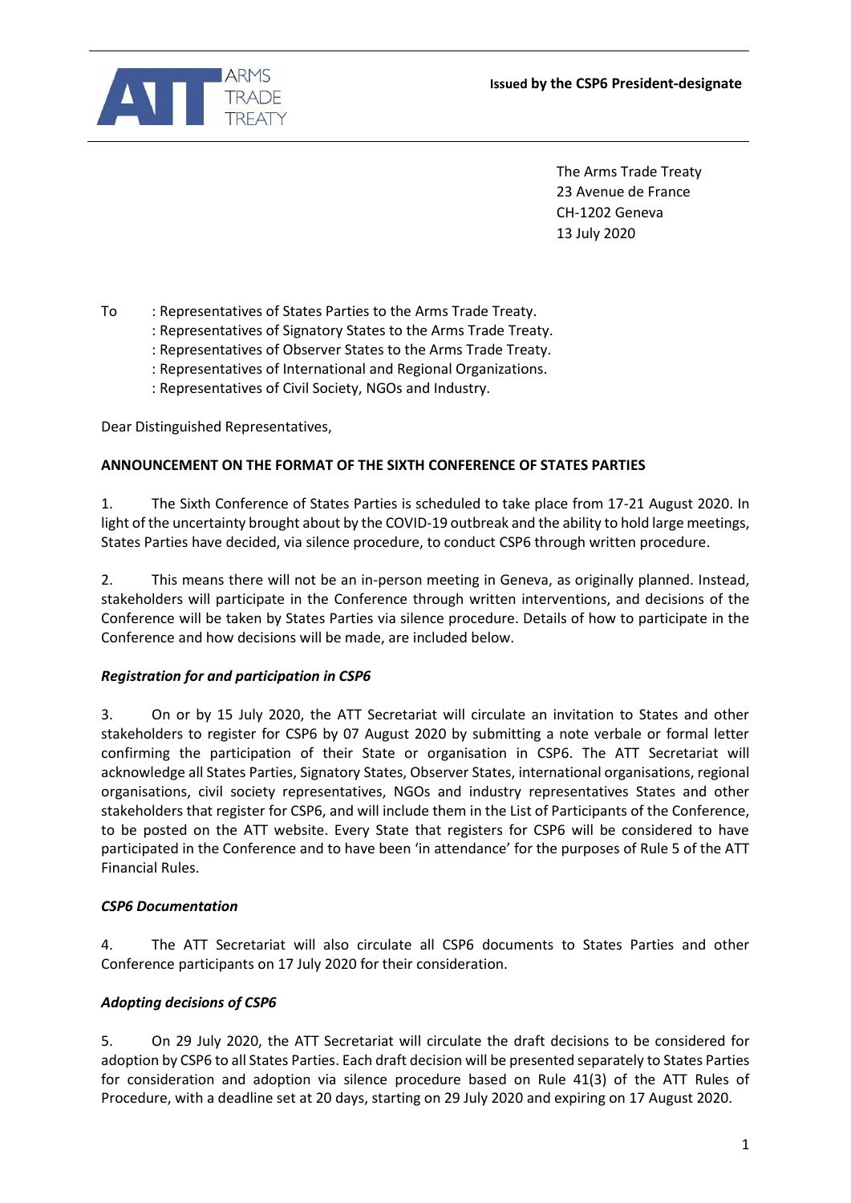**Issued by the CSP6 President-designate**

The Arms Trade Treaty
23 Avenue de France
CH-1202 Geneva
13 July 2020

To : Representatives of States Parties to the Arms Trade Treaty.
: Representatives of Signatory States to the Arms Trade Treaty.
: Representatives of Observer States to the Arms Trade Treaty.
: Representatives of International and Regional Organizations.
: Representatives of Civil Society, NGOs and Industry.

Dear Distinguished Representatives,

**ANNOUNCEMENT ON THE FORMAT OF THE SIXTH CONFERENCE OF STATES PARTIES**

1. The Sixth Conference of States Parties is scheduled to take place from 17-21 August 2020. In light of the uncertainty brought about by the COVID-19 outbreak and the ability to hold large meetings, States Parties have decided, via silence procedure, to conduct CSP6 through written procedure.

2. This means there will not be an in-person meeting in Geneva, as originally planned. Instead, stakeholders will participate in the Conference through written interventions, and decisions of the Conference will be taken by States Parties via silence procedure. Details of how to participate in the Conference and how decisions will be made, are included below.

***Registration for and participation in CSP6***

3. On or by 15 July 2020, the ATT Secretariat will circulate an invitation to States and other stakeholders to register for CSP6 by 07 August 2020 by submitting a note verbale or formal letter confirming the participation of their State or organisation in CSP6. The ATT Secretariat will acknowledge all States Parties, Signatory States, Observer States, international organisations, regional organisations, civil society representatives, NGOs and industry representatives States and other stakeholders that register for CSP6, and will include them in the List of Participants of the Conference, to be posted on the ATT website. Every State that registers for CSP6 will be considered to have participated in the Conference and to have been 'in attendance' for the purposes of Rule 5 of the ATT Financial Rules.

***CSP6 Documentation***

4. The ATT Secretariat will also circulate all CSP6 documents to States Parties and other Conference participants on 17 July 2020 for their consideration.

***Adopting decisions of CSP6***

5. On 29 July 2020, the ATT Secretariat will circulate the draft decisions to be considered for adoption by CSP6 to all States Parties. Each draft decision will be presented separately to States Parties for consideration and adoption via silence procedure based on Rule 41(3) of the ATT Rules of Procedure, with a deadline set at 20 days, starting on 29 July 2020 and expiring on 17 August 2020.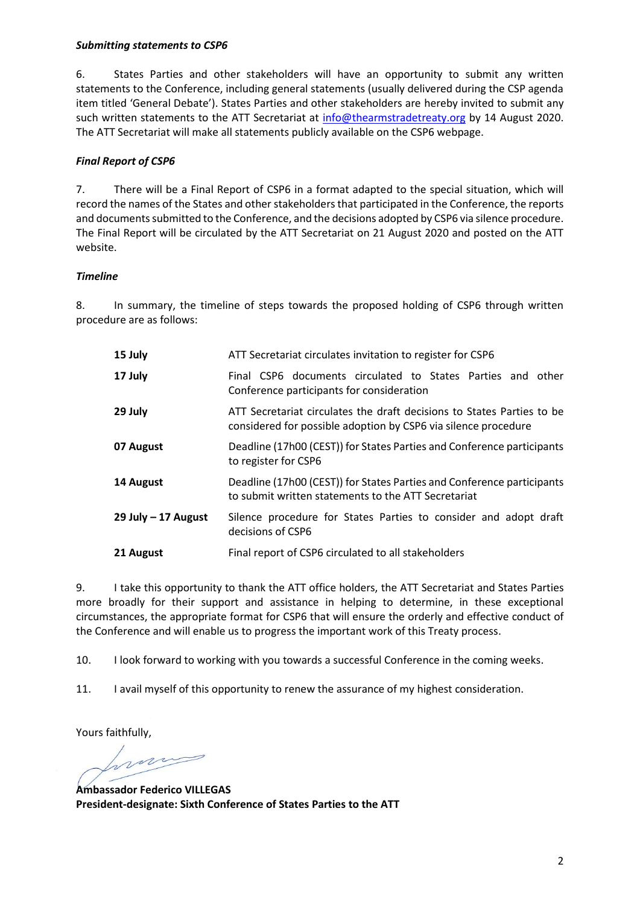***Submitting statements to CSP6***

6. States Parties and other stakeholders will have an opportunity to submit any written statements to the Conference, including general statements (usually delivered during the CSP agenda item titled 'General Debate'). States Parties and other stakeholders are hereby invited to submit any such written statements to the ATT Secretariat at info@thearmstradetreaty.org by 14 August 2020. The ATT Secretariat will make all statements publicly available on the CSP6 webpage.

***Final Report of CSP6***

7. There will be a Final Report of CSP6 in a format adapted to the special situation, which will record the names of the States and other stakeholders that participated in the Conference, the reports and documents submitted to the Conference, and the decisions adopted by CSP6 via silence procedure. The Final Report will be circulated by the ATT Secretariat on 21 August 2020 and posted on the ATT website.

***Timeline***

8. In summary, the timeline of steps towards the proposed holding of CSP6 through written procedure are as follows:

| | |
|---|---|
| **15 July** | ATT Secretariat circulates invitation to register for CSP6 |
| **17 July** | Final CSP6 documents circulated to States Parties and other Conference participants for consideration |
| **29 July** | ATT Secretariat circulates the draft decisions to States Parties to be considered for possible adoption by CSP6 via silence procedure |
| **07 August** | Deadline (17h00 (CEST)) for States Parties and Conference participants to register for CSP6 |
| **14 August** | Deadline (17h00 (CEST)) for States Parties and Conference participants to submit written statements to the ATT Secretariat |
| **29 July – 17 August** | Silence procedure for States Parties to consider and adopt draft decisions of CSP6 |
| **21 August** | Final report of CSP6 circulated to all stakeholders |

9. I take this opportunity to thank the ATT office holders, the ATT Secretariat and States Parties more broadly for their support and assistance in helping to determine, in these exceptional circumstances, the appropriate format for CSP6 that will ensure the orderly and effective conduct of the Conference and will enable us to progress the important work of this Treaty process.

10. I look forward to working with you towards a successful Conference in the coming weeks.

11. I avail myself of this opportunity to renew the assurance of my highest consideration.

Yours faithfully,

**Ambassador Federico VILLEGAS**
**President-designate: Sixth Conference of States Parties to the ATT**